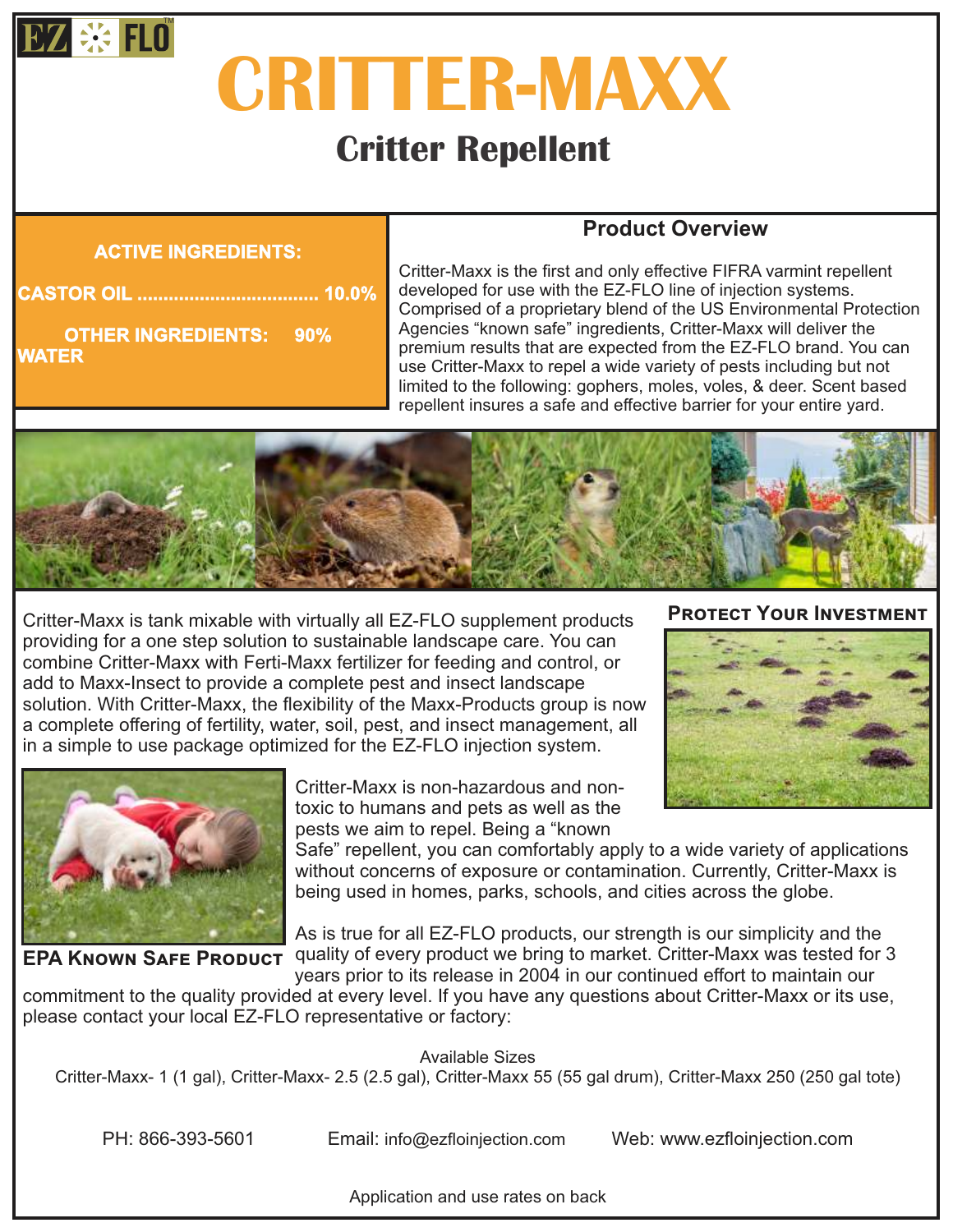EZ FLO™

# CRITTER-MAXX

## Critter Repellent

**ACTIVE INGREDIENTS:**

**CASTOR OIL .................................. 10.0%**

**OTHER INGREDIENTS: 90%**
**WATER**

### Product Overview

Critter-Maxx is the first and only effective FIFRA varmint repellent developed for use with the EZ-FLO line of injection systems. Comprised of a proprietary blend of the US Environmental Protection Agencies "known safe" ingredients, Critter-Maxx will deliver the premium results that are expected from the EZ-FLO brand. You can use Critter-Maxx to repel a wide variety of pests including but not limited to the following: gophers, moles, voles, & deer. Scent based repellent insures a safe and effective barrier for your entire yard.

Critter-Maxx is tank mixable with virtually all EZ-FLO supplement products providing for a one step solution to sustainable landscape care. You can combine Critter-Maxx with Ferti-Maxx fertilizer for feeding and control, or add to Maxx-Insect to provide a complete pest and insect landscape solution. With Critter-Maxx, the flexibility of the Maxx-Products group is now a complete offering of fertility, water, soil, pest, and insect management, all in a simple to use package optimized for the EZ-FLO injection system.

**Protect Your Investment**

**EPA Known Safe Product**

Critter-Maxx is non-hazardous and non-toxic to humans and pets as well as the pests we aim to repel. Being a "known Safe" repellent, you can comfortably apply to a wide variety of applications without concerns of exposure or contamination. Currently, Critter-Maxx is being used in homes, parks, schools, and cities across the globe.

As is true for all EZ-FLO products, our strength is our simplicity and the quality of every product we bring to market. Critter-Maxx was tested for 3 years prior to its release in 2004 in our continued effort to maintain our commitment to the quality provided at every level. If you have any questions about Critter-Maxx or its use, please contact your local EZ-FLO representative or factory:

Available Sizes

Critter-Maxx- 1 (1 gal), Critter-Maxx- 2.5 (2.5 gal), Critter-Maxx 55 (55 gal drum), Critter-Maxx 250 (250 gal tote)

PH: 866-393-5601 Email: info@ezfloinjection.com Web: www.ezfloinjection.com

Application and use rates on back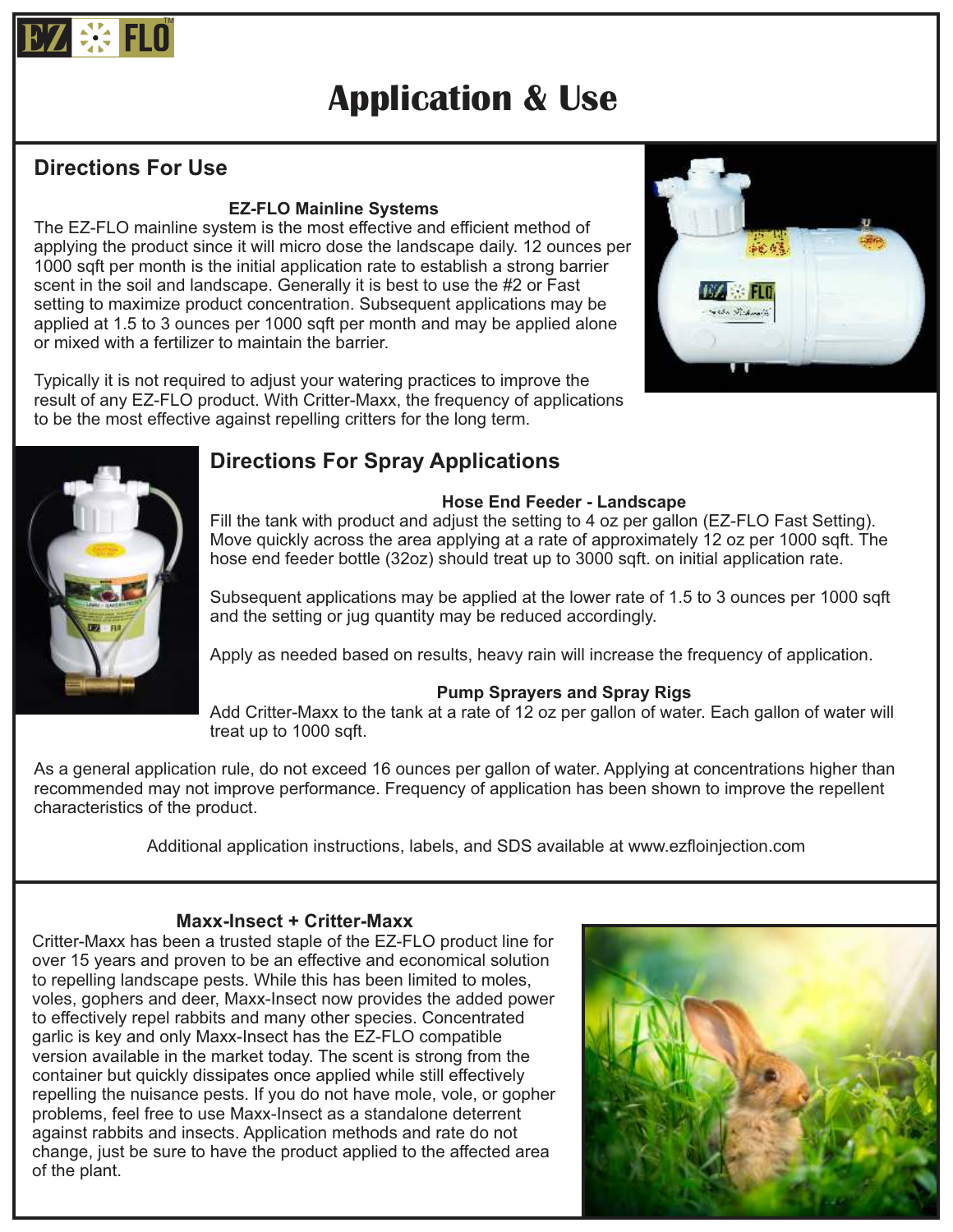# Application & Use

## Directions For Use

### EZ-FLO Mainline Systems

The EZ-FLO mainline system is the most effective and efficient method of applying the product since it will micro dose the landscape daily. 12 ounces per 1000 sqft per month is the initial application rate to establish a strong barrier scent in the soil and landscape. Generally it is best to use the #2 or Fast setting to maximize product concentration. Subsequent applications may be applied at 1.5 to 3 ounces per 1000 sqft per month and may be applied alone or mixed with a fertilizer to maintain the barrier.

Typically it is not required to adjust your watering practices to improve the result of any EZ-FLO product. With Critter-Maxx, the frequency of applications to be the most effective against repelling critters for the long term.

## Directions For Spray Applications

### Hose End Feeder - Landscape

Fill the tank with product and adjust the setting to 4 oz per gallon (EZ-FLO Fast Setting). Move quickly across the area applying at a rate of approximately 12 oz per 1000 sqft. The hose end feeder bottle (32oz) should treat up to 3000 sqft. on initial application rate.

Subsequent applications may be applied at the lower rate of 1.5 to 3 ounces per 1000 sqft and the setting or jug quantity may be reduced accordingly.

Apply as needed based on results, heavy rain will increase the frequency of application.

### Pump Sprayers and Spray Rigs

Add Critter-Maxx to the tank at a rate of 12 oz per gallon of water. Each gallon of water will treat up to 1000 sqft.

As a general application rule, do not exceed 16 ounces per gallon of water. Applying at concentrations higher than recommended may not improve performance. Frequency of application has been shown to improve the repellent characteristics of the product.

Additional application instructions, labels, and SDS available at www.ezfloinjection.com

### Maxx-Insect + Critter-Maxx

Critter-Maxx has been a trusted staple of the EZ-FLO product line for over 15 years and proven to be an effective and economical solution to repelling landscape pests. While this has been limited to moles, voles, gophers and deer, Maxx-Insect now provides the added power to effectively repel rabbits and many other species. Concentrated garlic is key and only Maxx-Insect has the EZ-FLO compatible version available in the market today. The scent is strong from the container but quickly dissipates once applied while still effectively repelling the nuisance pests. If you do not have mole, vole, or gopher problems, feel free to use Maxx-Insect as a standalone deterrent against rabbits and insects. Application methods and rate do not change, just be sure to have the product applied to the affected area of the plant.